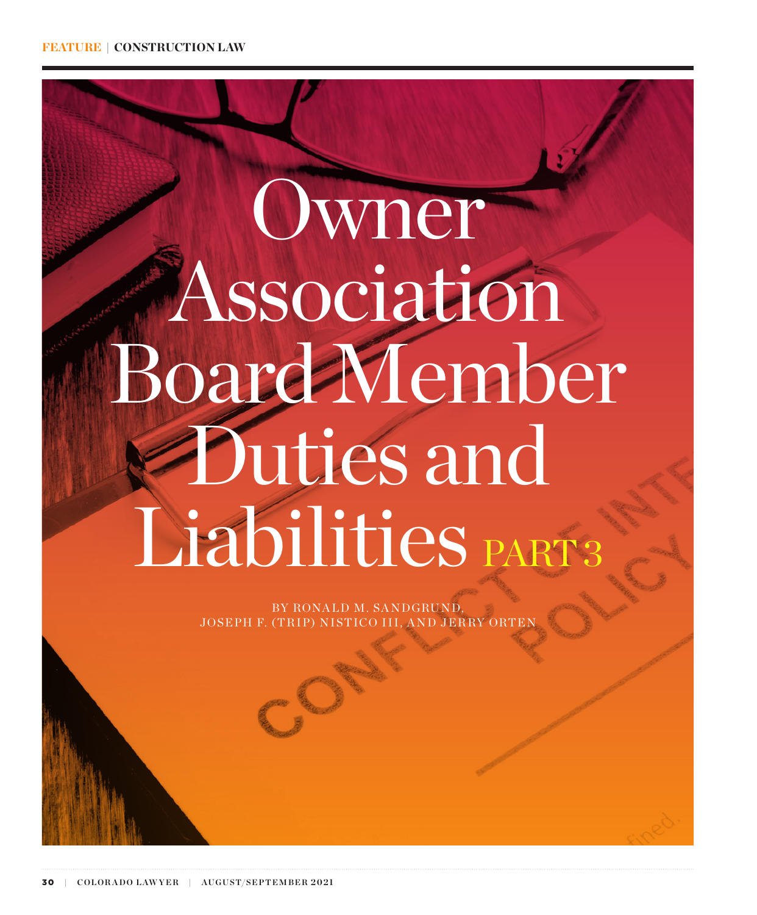FEATURE | CONSTRUCTION LAW

# Owner Association Board Member Duties and Liabilities PART 3

BY RONALD M. SANDGRUND, JOSEPH F. (TRIP) NISTICO III, AND JERRY ORTEN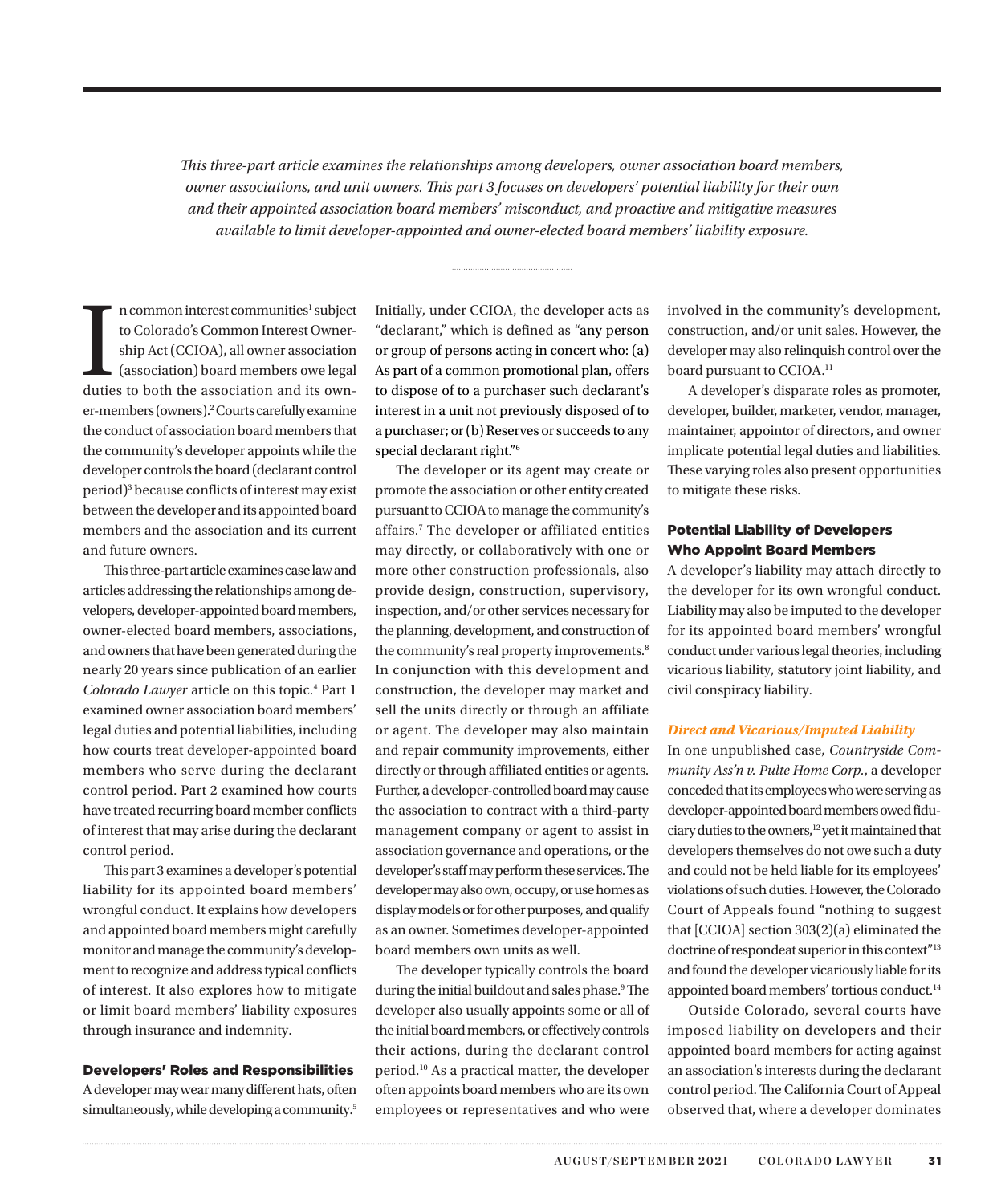*This three-part article examines the relationships among developers, owner association board members, owner associations, and unit owners. This part 3 focuses on developers' potential liability for their own and their appointed association board members' misconduct, and proactive and mitigative measures available to limit developer-appointed and owner-elected board members' liability exposure.*

In common interest communities[1] subject to Colorado's Common Interest Ownership Act (CCIOA), all owner association (association) board members owe legal duties to both the association and its owner-members (owners).[2] Courts carefully examine the conduct of association board members that the community's developer appoints while the developer controls the board (declarant control period)[3] because conflicts of interest may exist between the developer and its appointed board members and the association and its current and future owners.

This three-part article examines case law and articles addressing the relationships among developers, developer-appointed board members, owner-elected board members, associations, and owners that have been generated during the nearly 20 years since publication of an earlier *Colorado Lawyer* article on this topic.[4] Part 1 examined owner association board members' legal duties and potential liabilities, including how courts treat developer-appointed board members who serve during the declarant control period. Part 2 examined how courts have treated recurring board member conflicts of interest that may arise during the declarant control period.

This part 3 examines a developer's potential liability for its appointed board members' wrongful conduct. It explains how developers and appointed board members might carefully monitor and manage the community's development to recognize and address typical conflicts of interest. It also explores how to mitigate or limit board members' liability exposures through insurance and indemnity.

## Developers' Roles and Responsibilities

A developer may wear many different hats, often simultaneously, while developing a community.[5] Initially, under CCIOA, the developer acts as "declarant," which is defined as "any person or group of persons acting in concert who: (a) As part of a common promotional plan, offers to dispose of to a purchaser such declarant's interest in a unit not previously disposed of to a purchaser; or (b) Reserves or succeeds to any special declarant right."[6]

The developer or its agent may create or promote the association or other entity created pursuant to CCIOA to manage the community's affairs.[7] The developer or affiliated entities may directly, or collaboratively with one or more other construction professionals, also provide design, construction, supervisory, inspection, and/or other services necessary for the planning, development, and construction of the community's real property improvements.[8] In conjunction with this development and construction, the developer may market and sell the units directly or through an affiliate or agent. The developer may also maintain and repair community improvements, either directly or through affiliated entities or agents. Further, a developer-controlled board may cause the association to contract with a third-party management company or agent to assist in association governance and operations, or the developer's staff may perform these services. The developer may also own, occupy, or use homes as display models or for other purposes, and qualify as an owner. Sometimes developer-appointed board members own units as well.

The developer typically controls the board during the initial buildout and sales phase.[9] The developer also usually appoints some or all of the initial board members, or effectively controls their actions, during the declarant control period.[10] As a practical matter, the developer often appoints board members who are its own employees or representatives and who were involved in the community's development, construction, and/or unit sales. However, the developer may also relinquish control over the board pursuant to CCIOA.[11]

A developer's disparate roles as promoter, developer, builder, marketer, vendor, manager, maintainer, appointor of directors, and owner implicate potential legal duties and liabilities. These varying roles also present opportunities to mitigate these risks.

## Potential Liability of Developers Who Appoint Board Members

A developer's liability may attach directly to the developer for its own wrongful conduct. Liability may also be imputed to the developer for its appointed board members' wrongful conduct under various legal theories, including vicarious liability, statutory joint liability, and civil conspiracy liability.

### *Direct and Vicarious/Imputed Liability*

In one unpublished case, *Countryside Community Ass'n v. Pulte Home Corp.*, a developer conceded that its employees who were serving as developer-appointed board members owed fiduciary duties to the owners,[12] yet it maintained that developers themselves do not owe such a duty and could not be held liable for its employees' violations of such duties. However, the Colorado Court of Appeals found "nothing to suggest that [CCIOA] section 303(2)(a) eliminated the doctrine of respondeat superior in this context"[13] and found the developer vicariously liable for its appointed board members' tortious conduct.[14]

Outside Colorado, several courts have imposed liability on developers and their appointed board members for acting against an association's interests during the declarant control period. The California Court of Appeal observed that, where a developer dominates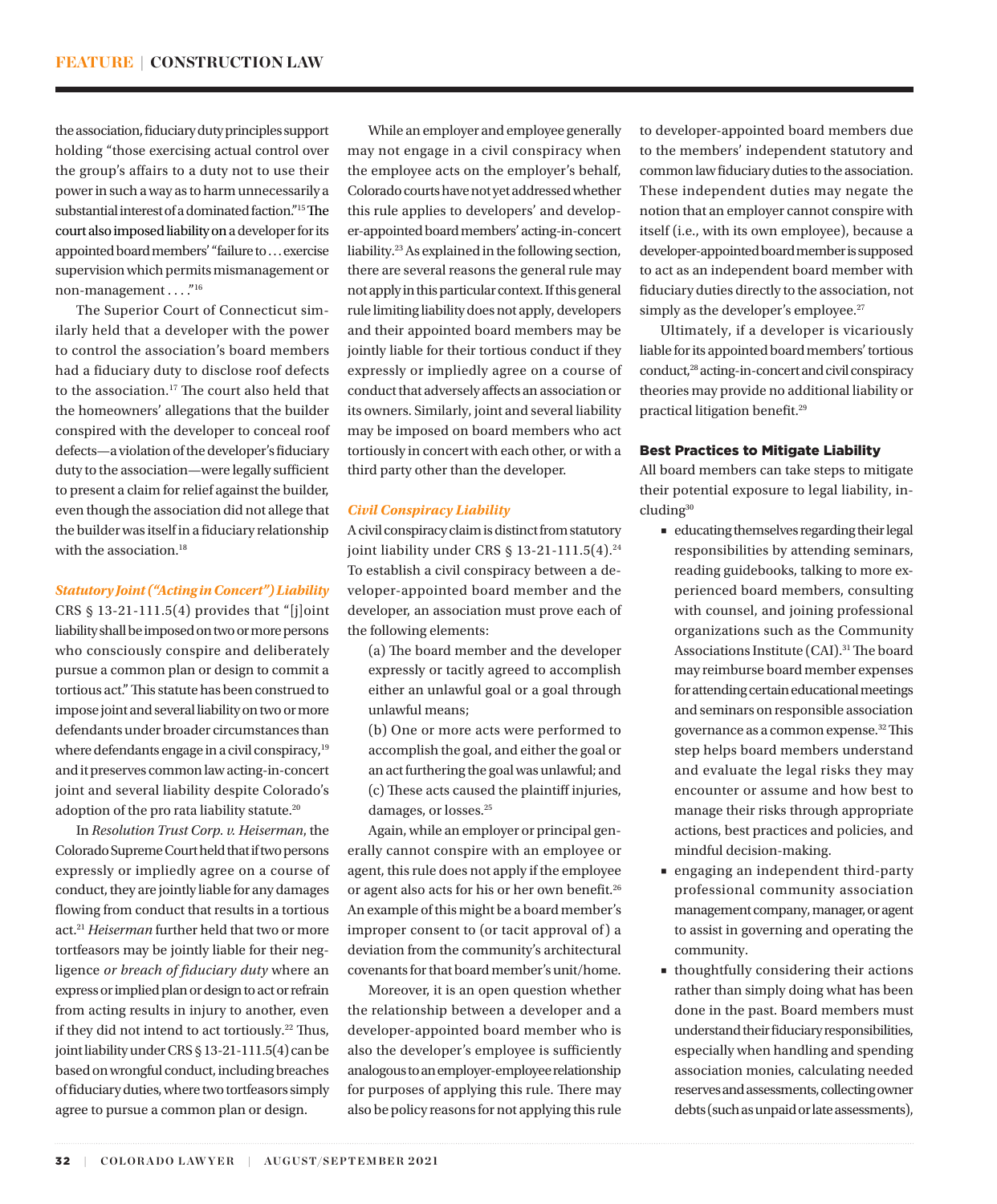the association, fiduciary duty principles support holding "those exercising actual control over the group's affairs to a duty not to use their power in such a way as to harm unnecessarily a substantial interest of a dominated faction."[15] The court also imposed liability on a developer for its appointed board members' "failure to . . . exercise supervision which permits mismanagement or non-management . . . ."[16]

The Superior Court of Connecticut similarly held that a developer with the power to control the association's board members had a fiduciary duty to disclose roof defects to the association.[17] The court also held that the homeowners' allegations that the builder conspired with the developer to conceal roof defects—a violation of the developer's fiduciary duty to the association—were legally sufficient to present a claim for relief against the builder, even though the association did not allege that the builder was itself in a fiduciary relationship with the association.[18]

### *Statutory Joint ("Acting in Concert") Liability*

CRS § 13-21-111.5(4) provides that "[j]oint liability shall be imposed on two or more persons who consciously conspire and deliberately pursue a common plan or design to commit a tortious act." This statute has been construed to impose joint and several liability on two or more defendants under broader circumstances than where defendants engage in a civil conspiracy,[19] and it preserves common law acting-in-concert joint and several liability despite Colorado's adoption of the pro rata liability statute.[20]

In *Resolution Trust Corp. v. Heiserman*, the Colorado Supreme Court held that if two persons expressly or impliedly agree on a course of conduct, they are jointly liable for any damages flowing from conduct that results in a tortious act.[21] *Heiserman* further held that two or more tortfeasors may be jointly liable for their negligence *or breach of fiduciary duty* where an express or implied plan or design to act or refrain from acting results in injury to another, even if they did not intend to act tortiously.[22] Thus, joint liability under CRS § 13-21-111.5(4) can be based on wrongful conduct, including breaches of fiduciary duties, where two tortfeasors simply agree to pursue a common plan or design.

While an employer and employee generally may not engage in a civil conspiracy when the employee acts on the employer's behalf, Colorado courts have not yet addressed whether this rule applies to developers' and developer-appointed board members' acting-in-concert liability.[23] As explained in the following section, there are several reasons the general rule may not apply in this particular context. If this general rule limiting liability does not apply, developers and their appointed board members may be jointly liable for their tortious conduct if they expressly or impliedly agree on a course of conduct that adversely affects an association or its owners. Similarly, joint and several liability may be imposed on board members who act tortiously in concert with each other, or with a third party other than the developer.

### *Civil Conspiracy Liability*

A civil conspiracy claim is distinct from statutory joint liability under CRS § 13-21-111.5(4).[24] To establish a civil conspiracy between a developer-appointed board member and the developer, an association must prove each of the following elements:

(a) The board member and the developer expressly or tacitly agreed to accomplish either an unlawful goal or a goal through unlawful means;

(b) One or more acts were performed to accomplish the goal, and either the goal or an act furthering the goal was unlawful; and

(c) These acts caused the plaintiff injuries, damages, or losses.[25]

Again, while an employer or principal generally cannot conspire with an employee or agent, this rule does not apply if the employee or agent also acts for his or her own benefit.[26] An example of this might be a board member's improper consent to (or tacit approval of) a deviation from the community's architectural covenants for that board member's unit/home.

Moreover, it is an open question whether the relationship between a developer and a developer-appointed board member who is also the developer's employee is sufficiently analogous to an employer-employee relationship for purposes of applying this rule. There may also be policy reasons for not applying this rule to developer-appointed board members due to the members' independent statutory and common law fiduciary duties to the association. These independent duties may negate the notion that an employer cannot conspire with itself (i.e., with its own employee), because a developer-appointed board member is supposed to act as an independent board member with fiduciary duties directly to the association, not simply as the developer's employee.[27]

Ultimately, if a developer is vicariously liable for its appointed board members' tortious conduct,[28] acting-in-concert and civil conspiracy theories may provide no additional liability or practical litigation benefit.[29]

### Best Practices to Mitigate Liability

All board members can take steps to mitigate their potential exposure to legal liability, including[30]

- educating themselves regarding their legal responsibilities by attending seminars, reading guidebooks, talking to more experienced board members, consulting with counsel, and joining professional organizations such as the Community Associations Institute (CAI).[31] The board may reimburse board member expenses for attending certain educational meetings and seminars on responsible association governance as a common expense.[32] This step helps board members understand and evaluate the legal risks they may encounter or assume and how best to manage their risks through appropriate actions, best practices and policies, and mindful decision-making.
- engaging an independent third-party professional community association management company, manager, or agent to assist in governing and operating the community.
- thoughtfully considering their actions rather than simply doing what has been done in the past. Board members must understand their fiduciary responsibilities, especially when handling and spending association monies, calculating needed reserves and assessments, collecting owner debts (such as unpaid or late assessments),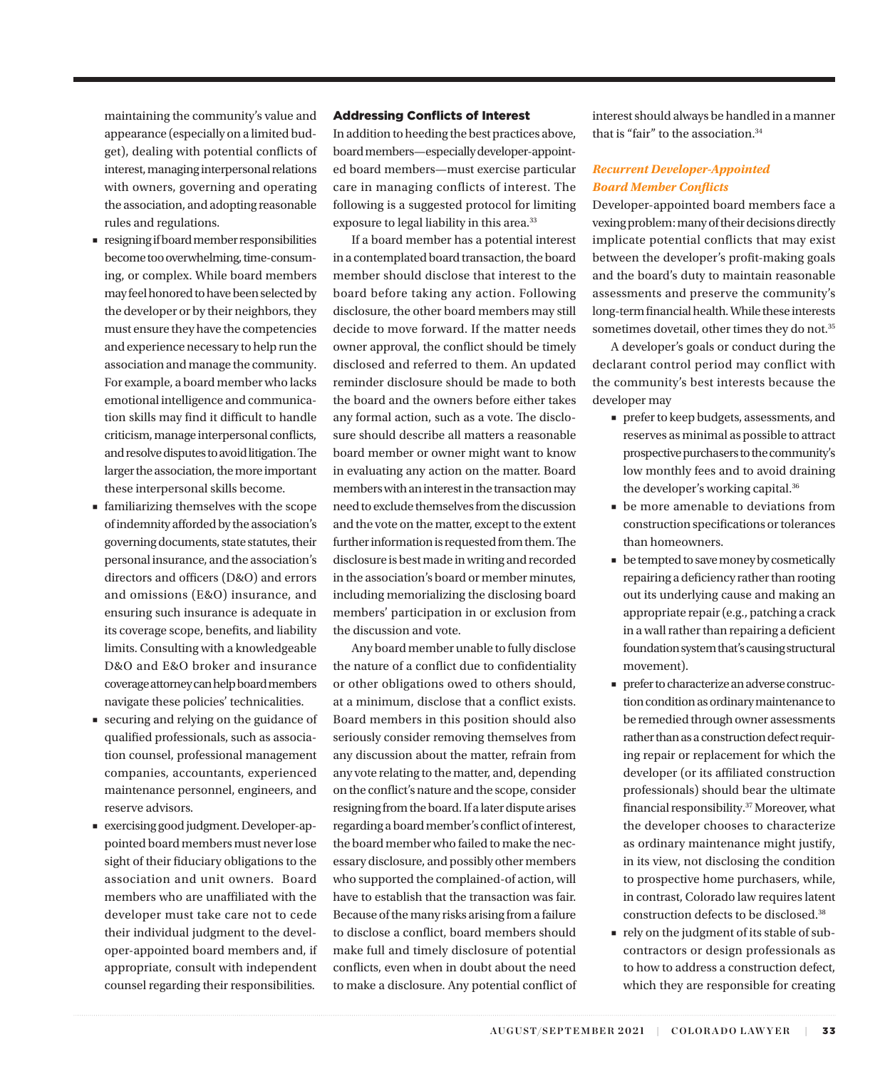maintaining the community's value and appearance (especially on a limited budget), dealing with potential conflicts of interest, managing interpersonal relations with owners, governing and operating the association, and adopting reasonable rules and regulations.

- resigning if board member responsibilities become too overwhelming, time-consuming, or complex. While board members may feel honored to have been selected by the developer or by their neighbors, they must ensure they have the competencies and experience necessary to help run the association and manage the community. For example, a board member who lacks emotional intelligence and communication skills may find it difficult to handle criticism, manage interpersonal conflicts, and resolve disputes to avoid litigation. The larger the association, the more important these interpersonal skills become.
- familiarizing themselves with the scope of indemnity afforded by the association's governing documents, state statutes, their personal insurance, and the association's directors and officers (D&O) and errors and omissions (E&O) insurance, and ensuring such insurance is adequate in its coverage scope, benefits, and liability limits. Consulting with a knowledgeable D&O and E&O broker and insurance coverage attorney can help board members navigate these policies' technicalities.
- securing and relying on the guidance of qualified professionals, such as association counsel, professional management companies, accountants, experienced maintenance personnel, engineers, and reserve advisors.
- exercising good judgment. Developer-appointed board members must never lose sight of their fiduciary obligations to the association and unit owners. Board members who are unaffiliated with the developer must take care not to cede their individual judgment to the developer-appointed board members and, if appropriate, consult with independent counsel regarding their responsibilities.

## Addressing Conflicts of Interest

In addition to heeding the best practices above, board members—especially developer-appointed board members—must exercise particular care in managing conflicts of interest. The following is a suggested protocol for limiting exposure to legal liability in this area.[33]

If a board member has a potential interest in a contemplated board transaction, the board member should disclose that interest to the board before taking any action. Following disclosure, the other board members may still decide to move forward. If the matter needs owner approval, the conflict should be timely disclosed and referred to them. An updated reminder disclosure should be made to both the board and the owners before either takes any formal action, such as a vote. The disclosure should describe all matters a reasonable board member or owner might want to know in evaluating any action on the matter. Board members with an interest in the transaction may need to exclude themselves from the discussion and the vote on the matter, except to the extent further information is requested from them. The disclosure is best made in writing and recorded in the association's board or member minutes, including memorializing the disclosing board members' participation in or exclusion from the discussion and vote.

Any board member unable to fully disclose the nature of a conflict due to confidentiality or other obligations owed to others should, at a minimum, disclose that a conflict exists. Board members in this position should also seriously consider removing themselves from any discussion about the matter, refrain from any vote relating to the matter, and, depending on the conflict's nature and the scope, consider resigning from the board. If a later dispute arises regarding a board member's conflict of interest, the board member who failed to make the necessary disclosure, and possibly other members who supported the complained-of action, will have to establish that the transaction was fair. Because of the many risks arising from a failure to disclose a conflict, board members should make full and timely disclosure of potential conflicts, even when in doubt about the need to make a disclosure. Any potential conflict of interest should always be handled in a manner that is "fair" to the association.[34]

### *Recurrent Developer-Appointed Board Member Conflicts*

Developer-appointed board members face a vexing problem: many of their decisions directly implicate potential conflicts that may exist between the developer's profit-making goals and the board's duty to maintain reasonable assessments and preserve the community's long-term financial health. While these interests sometimes dovetail, other times they do not.[35]

A developer's goals or conduct during the declarant control period may conflict with the community's best interests because the developer may

- prefer to keep budgets, assessments, and reserves as minimal as possible to attract prospective purchasers to the community's low monthly fees and to avoid draining the developer's working capital.[36]
- be more amenable to deviations from construction specifications or tolerances than homeowners.
- be tempted to save money by cosmetically repairing a deficiency rather than rooting out its underlying cause and making an appropriate repair (e.g., patching a crack in a wall rather than repairing a deficient foundation system that's causing structural movement).
- prefer to characterize an adverse construction condition as ordinary maintenance to be remedied through owner assessments rather than as a construction defect requiring repair or replacement for which the developer (or its affiliated construction professionals) should bear the ultimate financial responsibility.[37] Moreover, what the developer chooses to characterize as ordinary maintenance might justify, in its view, not disclosing the condition to prospective home purchasers, while, in contrast, Colorado law requires latent construction defects to be disclosed.[38]
- rely on the judgment of its stable of subcontractors or design professionals as to how to address a construction defect, which they are responsible for creating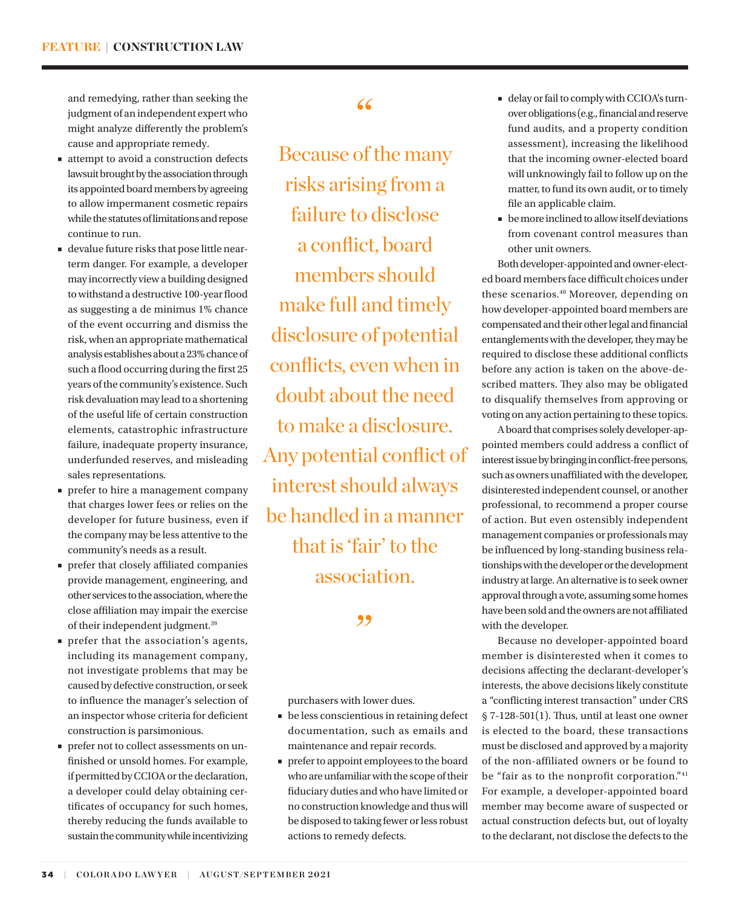and remedying, rather than seeking the judgment of an independent expert who might analyze differently the problem's cause and appropriate remedy.

- attempt to avoid a construction defects lawsuit brought by the association through its appointed board members by agreeing to allow impermanent cosmetic repairs while the statutes of limitations and repose continue to run.
- devalue future risks that pose little near-term danger. For example, a developer may incorrectly view a building designed to withstand a destructive 100-year flood as suggesting a de minimus 1% chance of the event occurring and dismiss the risk, when an appropriate mathematical analysis establishes about a 23% chance of such a flood occurring during the first 25 years of the community's existence. Such risk devaluation may lead to a shortening of the useful life of certain construction elements, catastrophic infrastructure failure, inadequate property insurance, underfunded reserves, and misleading sales representations.
- prefer to hire a management company that charges lower fees or relies on the developer for future business, even if the company may be less attentive to the community's needs as a result.
- prefer that closely affiliated companies provide management, engineering, and other services to the association, where the close affiliation may impair the exercise of their independent judgment.[39]
- prefer that the association's agents, including its management company, not investigate problems that may be caused by defective construction, or seek to influence the manager's selection of an inspector whose criteria for deficient construction is parsimonious.
- prefer not to collect assessments on unfinished or unsold homes. For example, if permitted by CCIOA or the declaration, a developer could delay obtaining certificates of occupancy for such homes, thereby reducing the funds available to sustain the community while incentivizing purchasers with lower dues.
- be less conscientious in retaining defect documentation, such as emails and maintenance and repair records.
- prefer to appoint employees to the board who are unfamiliar with the scope of their fiduciary duties and who have limited or no construction knowledge and thus will be disposed to taking fewer or less robust actions to remedy defects.
- delay or fail to comply with CCIOA's turnover obligations (e.g., financial and reserve fund audits, and a property condition assessment), increasing the likelihood that the incoming owner-elected board will unknowingly fail to follow up on the matter, to fund its own audit, or to timely file an applicable claim.
- be more inclined to allow itself deviations from covenant control measures than other unit owners.

> "Because of the many risks arising from a failure to disclose a conflict, board members should make full and timely disclosure of potential conflicts, even when in doubt about the need to make a disclosure. Any potential conflict of interest should always be handled in a manner that is 'fair' to the association."

Both developer-appointed and owner-elected board members face difficult choices under these scenarios.[40] Moreover, depending on how developer-appointed board members are compensated and their other legal and financial entanglements with the developer, they may be required to disclose these additional conflicts before any action is taken on the above-described matters. They also may be obligated to disqualify themselves from approving or voting on any action pertaining to these topics.

A board that comprises solely developer-appointed members could address a conflict of interest issue by bringing in conflict-free persons, such as owners unaffiliated with the developer, disinterested independent counsel, or another professional, to recommend a proper course of action. But even ostensibly independent management companies or professionals may be influenced by long-standing business relationships with the developer or the development industry at large. An alternative is to seek owner approval through a vote, assuming some homes have been sold and the owners are not affiliated with the developer.

Because no developer-appointed board member is disinterested when it comes to decisions affecting the declarant-developer's interests, the above decisions likely constitute a "conflicting interest transaction" under CRS § 7-128-501(1). Thus, until at least one owner is elected to the board, these transactions must be disclosed and approved by a majority of the non-affiliated owners or be found to be "fair as to the nonprofit corporation."[41] For example, a developer-appointed board member may become aware of suspected or actual construction defects but, out of loyalty to the declarant, not disclose the defects to the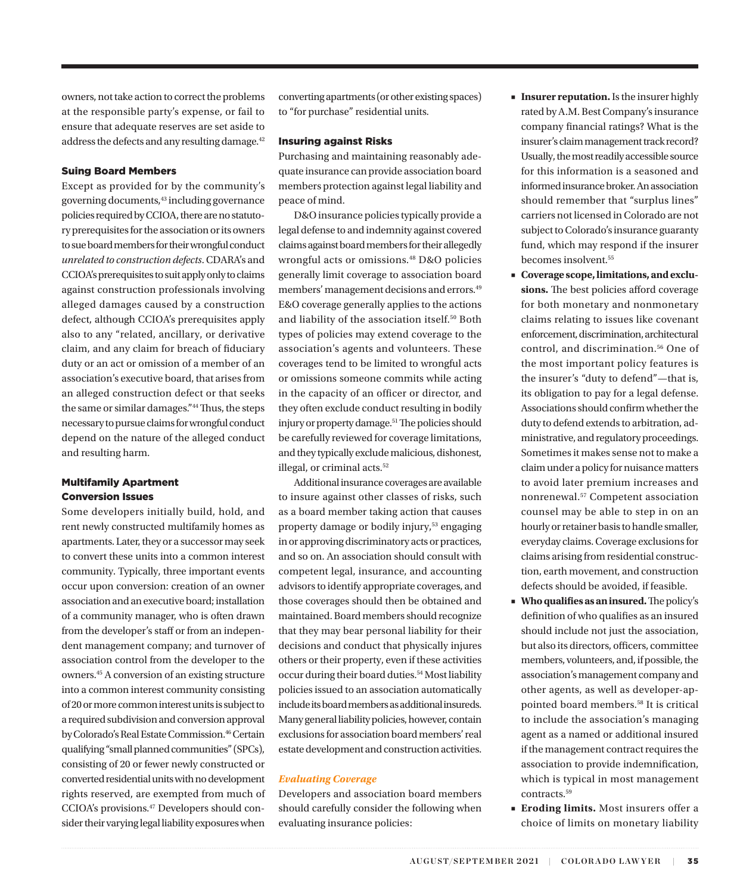owners, not take action to correct the problems at the responsible party's expense, or fail to ensure that adequate reserves are set aside to address the defects and any resulting damage.[42]

### Suing Board Members

Except as provided for by the community's governing documents,[43] including governance policies required by CCIOA, there are no statutory prerequisites for the association or its owners to sue board members for their wrongful conduct *unrelated to construction defects*. CDARA's and CCIOA's prerequisites to suit apply only to claims against construction professionals involving alleged damages caused by a construction defect, although CCIOA's prerequisites apply also to any "related, ancillary, or derivative claim, and any claim for breach of fiduciary duty or an act or omission of a member of an association's executive board, that arises from an alleged construction defect or that seeks the same or similar damages."[44] Thus, the steps necessary to pursue claims for wrongful conduct depend on the nature of the alleged conduct and resulting harm.

### Multifamily Apartment Conversion Issues

Some developers initially build, hold, and rent newly constructed multifamily homes as apartments. Later, they or a successor may seek to convert these units into a common interest community. Typically, three important events occur upon conversion: creation of an owner association and an executive board; installation of a community manager, who is often drawn from the developer's staff or from an independent management company; and turnover of association control from the developer to the owners.[45] A conversion of an existing structure into a common interest community consisting of 20 or more common interest units is subject to a required subdivision and conversion approval by Colorado's Real Estate Commission.[46] Certain qualifying "small planned communities" (SPCs), consisting of 20 or fewer newly constructed or converted residential units with no development rights reserved, are exempted from much of CCIOA's provisions.[47] Developers should consider their varying legal liability exposures when converting apartments (or other existing spaces) to "for purchase" residential units.

### Insuring against Risks

Purchasing and maintaining reasonably adequate insurance can provide association board members protection against legal liability and peace of mind.

D&O insurance policies typically provide a legal defense to and indemnity against covered claims against board members for their allegedly wrongful acts or omissions.[48] D&O policies generally limit coverage to association board members' management decisions and errors.[49] E&O coverage generally applies to the actions and liability of the association itself.[50] Both types of policies may extend coverage to the association's agents and volunteers. These coverages tend to be limited to wrongful acts or omissions someone commits while acting in the capacity of an officer or director, and they often exclude conduct resulting in bodily injury or property damage.[51] The policies should be carefully reviewed for coverage limitations, and they typically exclude malicious, dishonest, illegal, or criminal acts.[52]

Additional insurance coverages are available to insure against other classes of risks, such as a board member taking action that causes property damage or bodily injury,[53] engaging in or approving discriminatory acts or practices, and so on. An association should consult with competent legal, insurance, and accounting advisors to identify appropriate coverages, and those coverages should then be obtained and maintained. Board members should recognize that they may bear personal liability for their decisions and conduct that physically injures others or their property, even if these activities occur during their board duties.[54] Most liability policies issued to an association automatically include its board members as additional insureds. Many general liability policies, however, contain exclusions for association board members' real estate development and construction activities.

#### *Evaluating Coverage*

Developers and association board members should carefully consider the following when evaluating insurance policies:

- **Insurer reputation.** Is the insurer highly rated by A.M. Best Company's insurance company financial ratings? What is the insurer's claim management track record? Usually, the most readily accessible source for this information is a seasoned and informed insurance broker. An association should remember that "surplus lines" carriers not licensed in Colorado are not subject to Colorado's insurance guaranty fund, which may respond if the insurer becomes insolvent.[55]
- **Coverage scope, limitations, and exclusions.** The best policies afford coverage for both monetary and nonmonetary claims relating to issues like covenant enforcement, discrimination, architectural control, and discrimination.[56] One of the most important policy features is the insurer's "duty to defend"—that is, its obligation to pay for a legal defense. Associations should confirm whether the duty to defend extends to arbitration, administrative, and regulatory proceedings. Sometimes it makes sense not to make a claim under a policy for nuisance matters to avoid later premium increases and nonrenewal.[57] Competent association counsel may be able to step in on an hourly or retainer basis to handle smaller, everyday claims. Coverage exclusions for claims arising from residential construction, earth movement, and construction defects should be avoided, if feasible.
- **Who qualifies as an insured.** The policy's definition of who qualifies as an insured should include not just the association, but also its directors, officers, committee members, volunteers, and, if possible, the association's management company and other agents, as well as developer-appointed board members.[58] It is critical to include the association's managing agent as a named or additional insured if the management contract requires the association to provide indemnification, which is typical in most management contracts.[59]
- **Eroding limits.** Most insurers offer a choice of limits on monetary liability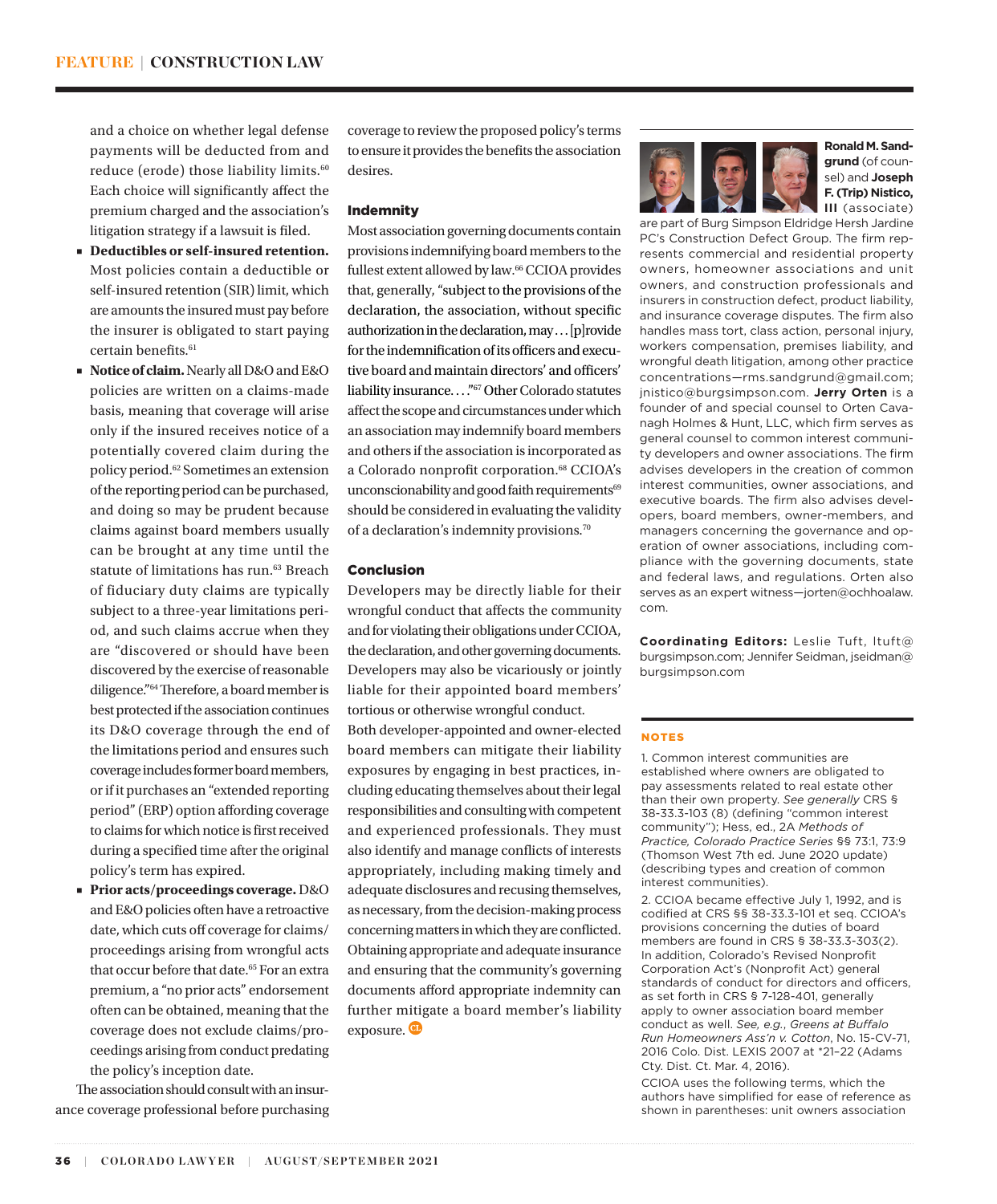and a choice on whether legal defense payments will be deducted from and reduce (erode) those liability limits.[60] Each choice will significantly affect the premium charged and the association's litigation strategy if a lawsuit is filed.

- **Deductibles or self-insured retention.** Most policies contain a deductible or self-insured retention (SIR) limit, which are amounts the insured must pay before the insurer is obligated to start paying certain benefits.[61]
- **Notice of claim.** Nearly all D&O and E&O policies are written on a claims-made basis, meaning that coverage will arise only if the insured receives notice of a potentially covered claim during the policy period.[62] Sometimes an extension of the reporting period can be purchased, and doing so may be prudent because claims against board members usually can be brought at any time until the statute of limitations has run.[63] Breach of fiduciary duty claims are typically subject to a three-year limitations period, and such claims accrue when they are "discovered or should have been discovered by the exercise of reasonable diligence."[64] Therefore, a board member is best protected if the association continues its D&O coverage through the end of the limitations period and ensures such coverage includes former board members, or if it purchases an "extended reporting period" (ERP) option affording coverage to claims for which notice is first received during a specified time after the original policy's term has expired.
- **Prior acts/proceedings coverage.** D&O and E&O policies often have a retroactive date, which cuts off coverage for claims/proceedings arising from wrongful acts that occur before that date.[65] For an extra premium, a "no prior acts" endorsement often can be obtained, meaning that the coverage does not exclude claims/proceedings arising from conduct predating the policy's inception date.

The association should consult with an insurance coverage professional before purchasing coverage to review the proposed policy's terms to ensure it provides the benefits the association desires.

### Indemnity

Most association governing documents contain provisions indemnifying board members to the fullest extent allowed by law.[66] CCIOA provides that, generally, "subject to the provisions of the declaration, the association, without specific authorization in the declaration, may . . . [p]rovide for the indemnification of its officers and executive board and maintain directors' and officers' liability insurance. . . ."[67] Other Colorado statutes affect the scope and circumstances under which an association may indemnify board members and others if the association is incorporated as a Colorado nonprofit corporation.[68] CCIOA's unconscionability and good faith requirements[69] should be considered in evaluating the validity of a declaration's indemnity provisions.[70]

### Conclusion

Developers may be directly liable for their wrongful conduct that affects the community and for violating their obligations under CCIOA, the declaration, and other governing documents. Developers may also be vicariously or jointly liable for their appointed board members' tortious or otherwise wrongful conduct.

Both developer-appointed and owner-elected board members can mitigate their liability exposures by engaging in best practices, including educating themselves about their legal responsibilities and consulting with competent and experienced professionals. They must also identify and manage conflicts of interests appropriately, including making timely and adequate disclosures and recusing themselves, as necessary, from the decision-making process concerning matters in which they are conflicted. Obtaining appropriate and adequate insurance and ensuring that the community's governing documents afford appropriate indemnity can further mitigate a board member's liability exposure.

---

**Ronald M. Sandgrund** (of counsel) and **Joseph F. (Trip) Nistico, III** (associate) are part of Burg Simpson Eldridge Hersh Jardine PC's Construction Defect Group. The firm represents commercial and residential property owners, homeowner associations and unit owners, and construction professionals and insurers in construction defect, product liability, and insurance coverage disputes. The firm also handles mass tort, class action, personal injury, workers compensation, premises liability, and wrongful death litigation, among other practice concentrations—rms.sandgrund@gmail.com; jnistico@burgsimpson.com. **Jerry Orten** is a founder of and special counsel to Orten Cavanagh Holmes & Hunt, LLC, which firm serves as general counsel to common interest community developers and owner associations. The firm advises developers in the creation of common interest communities, owner associations, and executive boards. The firm also advises developers, board members, owner-members, and managers concerning the governance and operation of owner associations, including compliance with the governing documents, state and federal laws, and regulations. Orten also serves as an expert witness—jorten@ochhoalaw.com.

**Coordinating Editors:** Leslie Tuft, ltuft@burgsimpson.com; Jennifer Seidman, jseidman@burgsimpson.com

### NOTES

1. Common interest communities are established where owners are obligated to pay assessments related to real estate other than their own property. *See generally* CRS § 38-33.3-103 (8) (defining "common interest community"); Hess, ed., 2A *Methods of Practice, Colorado Practice Series* §§ 73:1, 73:9 (Thomson West 7th ed. June 2020 update) (describing types and creation of common interest communities).

2. CCIOA became effective July 1, 1992, and is codified at CRS §§ 38-33.3-101 et seq. CCIOA's provisions concerning the duties of board members are found in CRS § 38-33.3-303(2). In addition, Colorado's Revised Nonprofit Corporation Act's (Nonprofit Act) general standards of conduct for directors and officers, as set forth in CRS § 7-128-401, generally apply to owner association board member conduct as well. *See, e.g.*, *Greens at Buffalo Run Homeowners Ass'n v. Cotton*, No. 15-CV-71, 2016 Colo. Dist. LEXIS 2007 at *21–22 (Adams Cty. Dist. Ct. Mar. 4, 2016).

CCIOA uses the following terms, which the authors have simplified for ease of reference as shown in parentheses: unit owners association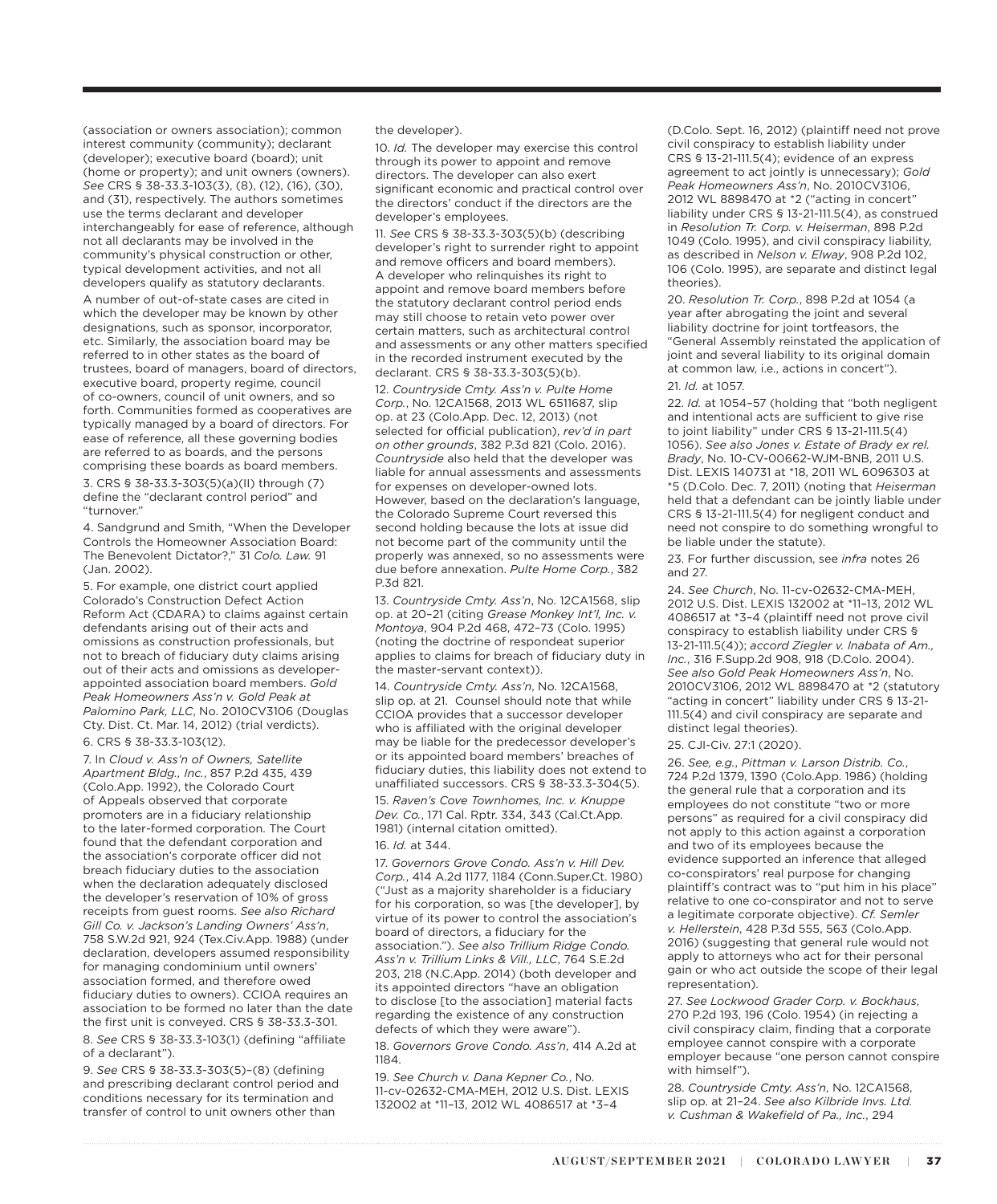(association or owners association); common interest community (community); declarant (developer); executive board (board); unit (home or property); and unit owners (owners). *See* CRS § 38-33.3-103(3), (8), (12), (16), (30), and (31), respectively. The authors sometimes use the terms declarant and developer interchangeably for ease of reference, although not all declarants may be involved in the community's physical construction or other, typical development activities, and not all developers qualify as statutory declarants.

A number of out-of-state cases are cited in which the developer may be known by other designations, such as sponsor, incorporator, etc. Similarly, the association board may be referred to in other states as the board of trustees, board of managers, board of directors, executive board, property regime, council of co-owners, council of unit owners, and so forth. Communities formed as cooperatives are typically managed by a board of directors. For ease of reference, all these governing bodies are referred to as boards, and the persons comprising these boards as board members.

3. CRS § 38-33.3-303(5)(a)(II) through (7) define the "declarant control period" and "turnover."

4. Sandgrund and Smith, "When the Developer Controls the Homeowner Association Board: The Benevolent Dictator?," 31 *Colo. Law.* 91 (Jan. 2002).

5. For example, one district court applied Colorado's Construction Defect Action Reform Act (CDARA) to claims against certain defendants arising out of their acts and omissions as construction professionals, but not to breach of fiduciary duty claims arising out of their acts and omissions as developer-appointed association board members. *Gold Peak Homeowners Ass'n v. Gold Peak at Palomino Park, LLC*, No. 2010CV3106 (Douglas Cty. Dist. Ct. Mar. 14, 2012) (trial verdicts).

6. CRS § 38-33.3-103(12).

7. In *Cloud v. Ass'n of Owners, Satellite Apartment Bldg., Inc.*, 857 P.2d 435, 439 (Colo.App. 1992), the Colorado Court of Appeals observed that corporate promoters are in a fiduciary relationship to the later-formed corporation. The Court found that the defendant corporation and the association's corporate officer did not breach fiduciary duties to the association when the declaration adequately disclosed the developer's reservation of 10% of gross receipts from guest rooms. *See also Richard Gill Co. v. Jackson's Landing Owners' Ass'n*, 758 S.W.2d 921, 924 (Tex.Civ.App. 1988) (under declaration, developers assumed responsibility for managing condominium until owners' association formed, and therefore owed fiduciary duties to owners). CCIOA requires an association to be formed no later than the date the first unit is conveyed. CRS § 38-33.3-301.

8. *See* CRS § 38-33.3-103(1) (defining "affiliate of a declarant").

9. *See* CRS § 38-33.3-303(5)–(8) (defining and prescribing declarant control period and conditions necessary for its termination and transfer of control to unit owners other than the developer).

10. *Id.* The developer may exercise this control through its power to appoint and remove directors. The developer can also exert significant economic and practical control over the directors' conduct if the directors are the developer's employees.

11. *See* CRS § 38-33.3-303(5)(b) (describing developer's right to surrender right to appoint and remove officers and board members). A developer who relinquishes its right to appoint and remove board members before the statutory declarant control period ends may still choose to retain veto power over certain matters, such as architectural control and assessments or any other matters specified in the recorded instrument executed by the declarant. CRS § 38-33.3-303(5)(b).

12. *Countryside Cmty. Ass'n v. Pulte Home Corp.*, No. 12CA1568, 2013 WL 6511687, slip op. at 23 (Colo.App. Dec. 12, 2013) (not selected for official publication), *rev'd in part on other grounds*, 382 P.3d 821 (Colo. 2016). *Countryside* also held that the developer was liable for annual assessments and assessments for expenses on developer-owned lots. However, based on the declaration's language, the Colorado Supreme Court reversed this second holding because the lots at issue did not become part of the community until the properly was annexed, so no assessments were due before annexation. *Pulte Home Corp.*, 382 P.3d 821.

13. *Countryside Cmty. Ass'n*, No. 12CA1568, slip op. at 20–21 (citing *Grease Monkey Int'l, Inc. v. Montoya*, 904 P.2d 468, 472–73 (Colo. 1995) (noting the doctrine of respondeat superior applies to claims for breach of fiduciary duty in the master-servant context)).

14. *Countryside Cmty. Ass'n*, No. 12CA1568, slip op. at 21. Counsel should note that while CCIOA provides that a successor developer who is affiliated with the original developer may be liable for the predecessor developer's or its appointed board members' breaches of fiduciary duties, this liability does not extend to unaffiliated successors. CRS § 38-33.3-304(5).

15. *Raven's Cove Townhomes, Inc. v. Knuppe Dev. Co.*, 171 Cal. Rptr. 334, 343 (Cal.Ct.App. 1981) (internal citation omitted).

16. *Id.* at 344.

17. *Governors Grove Condo. Ass'n v. Hill Dev. Corp.*, 414 A.2d 1177, 1184 (Conn.Super.Ct. 1980) ("Just as a majority shareholder is a fiduciary for his corporation, so was [the developer], by virtue of its power to control the association's board of directors, a fiduciary for the association."). *See also Trillium Ridge Condo. Ass'n v. Trillium Links & Vill., LLC*, 764 S.E.2d 203, 218 (N.C.App. 2014) (both developer and its appointed directors "have an obligation to disclose [to the association] material facts regarding the existence of any construction defects of which they were aware").

18. *Governors Grove Condo. Ass'n*, 414 A.2d at 1184.

19. *See Church v. Dana Kepner Co.*, No. 11-cv-02632-CMA-MEH, 2012 U.S. Dist. LEXIS 132002 at *11–13, 2012 WL 4086517 at *3–4 (D.Colo. Sept. 16, 2012) (plaintiff need not prove civil conspiracy to establish liability under CRS § 13-21-111.5(4); evidence of an express agreement to act jointly is unnecessary); *Gold Peak Homeowners Ass'n*, No. 2010CV3106, 2012 WL 8898470 at *2 ("acting in concert" liability under CRS § 13-21-111.5(4), as construed in *Resolution Tr. Corp. v. Heiserman*, 898 P.2d 1049 (Colo. 1995), and civil conspiracy liability, as described in *Nelson v. Elway*, 908 P.2d 102, 106 (Colo. 1995), are separate and distinct legal theories).

20. *Resolution Tr. Corp.*, 898 P.2d at 1054 (a year after abrogating the joint and several liability doctrine for joint tortfeasors, the "General Assembly reinstated the application of joint and several liability to its original domain at common law, i.e., actions in concert").

21. *Id.* at 1057.

22. *Id.* at 1054–57 (holding that "both negligent and intentional acts are sufficient to give rise to joint liability" under CRS § 13-21-111.5(4) 1056). *See also Jones v. Estate of Brady ex rel. Brady*, No. 10-CV-00662-WJM-BNB, 2011 U.S. Dist. LEXIS 140731 at *18, 2011 WL 6096303 at *5 (D.Colo. Dec. 7, 2011) (noting that *Heiserman* held that a defendant can be jointly liable under CRS § 13-21-111.5(4) for negligent conduct and need not conspire to do something wrongful to be liable under the statute).

23. For further discussion, see *infra* notes 26 and 27.

24. *See Church*, No. 11-cv-02632-CMA-MEH, 2012 U.S. Dist. LEXIS 132002 at *11–13, 2012 WL 4086517 at *3–4 (plaintiff need not prove civil conspiracy to establish liability under CRS § 13-21-111.5(4)); *accord Ziegler v. Inabata of Am., Inc.*, 316 F.Supp.2d 908, 918 (D.Colo. 2004). *See also Gold Peak Homeowners Ass'n*, No. 2010CV3106, 2012 WL 8898470 at *2 (statutory "acting in concert" liability under CRS § 13-21-111.5(4) and civil conspiracy are separate and distinct legal theories).

25. CJI-Civ. 27:1 (2020).

26. *See, e.g.*, *Pittman v. Larson Distrib. Co.*, 724 P.2d 1379, 1390 (Colo.App. 1986) (holding the general rule that a corporation and its employees do not constitute "two or more persons" as required for a civil conspiracy did not apply to this action against a corporation and two of its employees because the evidence supported an inference that alleged co-conspirators' real purpose for changing plaintiff's contract was to "put him in his place" relative to one co-conspirator and not to serve a legitimate corporate objective). *Cf. Semler v. Hellerstein*, 428 P.3d 555, 563 (Colo.App. 2016) (suggesting that general rule would not apply to attorneys who act for their personal gain or who act outside the scope of their legal representation).

27. *See Lockwood Grader Corp. v. Bockhaus*, 270 P.2d 193, 196 (Colo. 1954) (in rejecting a civil conspiracy claim, finding that a corporate employee cannot conspire with a corporate employer because "one person cannot conspire with himself").

28. *Countryside Cmty. Ass'n*, No. 12CA1568, slip op. at 21–24. *See also Kilbride Invs. Ltd. v. Cushman & Wakefield of Pa., Inc.*, 294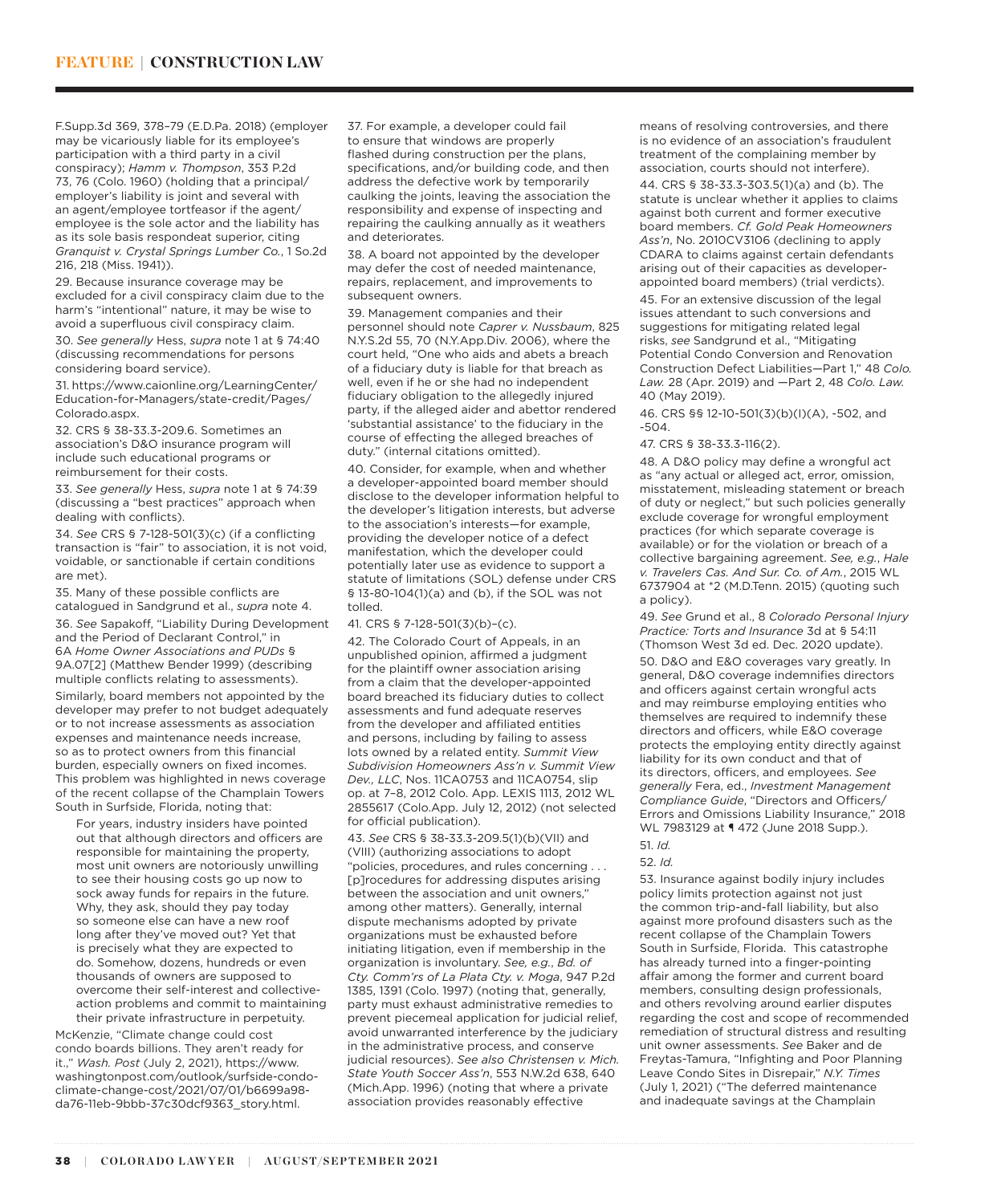F.Supp.3d 369, 378–79 (E.D.Pa. 2018) (employer may be vicariously liable for its employee's participation with a third party in a civil conspiracy); *Hamm v. Thompson*, 353 P.2d 73, 76 (Colo. 1960) (holding that a principal/employer's liability is joint and several with an agent/employee tortfeasor if the agent/employee is the sole actor and the liability has as its sole basis respondeat superior, citing *Granquist v. Crystal Springs Lumber Co.*, 1 So.2d 216, 218 (Miss. 1941)).

29. Because insurance coverage may be excluded for a civil conspiracy claim due to the harm's "intentional" nature, it may be wise to avoid a superfluous civil conspiracy claim.

30. *See generally* Hess, *supra* note 1 at § 74:40 (discussing recommendations for persons considering board service).

31. https://www.caionline.org/LearningCenter/Education-for-Managers/state-credit/Pages/Colorado.aspx.

32. CRS § 38-33.3-209.6. Sometimes an association's D&O insurance program will include such educational programs or reimbursement for their costs.

33. *See generally* Hess, *supra* note 1 at § 74:39 (discussing a "best practices" approach when dealing with conflicts).

34. *See* CRS § 7-128-501(3)(c) (if a conflicting transaction is "fair" to association, it is not void, voidable, or sanctionable if certain conditions are met).

35. Many of these possible conflicts are catalogued in Sandgrund et al., *supra* note 4.

36. *See* Sapakoff, "Liability During Development and the Period of Declarant Control," in 6A *Home Owner Associations and PUDs* § 9A.07[2] (Matthew Bender 1999) (describing multiple conflicts relating to assessments). Similarly, board members not appointed by the developer may prefer to not budget adequately or to not increase assessments as association expenses and maintenance needs increase, so as to protect owners from this financial burden, especially owners on fixed incomes. This problem was highlighted in news coverage of the recent collapse of the Champlain Towers South in Surfside, Florida, noting that:

> For years, industry insiders have pointed out that although directors and officers are responsible for maintaining the property, most unit owners are notoriously unwilling to see their housing costs go up now to sock away funds for repairs in the future. Why, they ask, should they pay today so someone else can have a new roof long after they've moved out? Yet that is precisely what they are expected to do. Somehow, dozens, hundreds or even thousands of owners are supposed to overcome their self-interest and collective-action problems and commit to maintaining their private infrastructure in perpetuity.

McKenzie, "Climate change could cost condo boards billions. They aren't ready for it.," *Wash. Post* (July 2, 2021), https://www.washingtonpost.com/outlook/surfside-condo-climate-change-cost/2021/07/01/b6699a98-da76-11eb-9bbb-37c30dcf9363_story.html.

37. For example, a developer could fail to ensure that windows are properly flashed during construction per the plans, specifications, and/or building code, and then address the defective work by temporarily caulking the joints, leaving the association the responsibility and expense of inspecting and repairing the caulking annually as it weathers and deteriorates.

38. A board not appointed by the developer may defer the cost of needed maintenance, repairs, replacement, and improvements to subsequent owners.

39. Management companies and their personnel should note *Caprer v. Nussbaum*, 825 N.Y.S.2d 55, 70 (N.Y.App.Div. 2006), where the court held, "One who aids and abets a breach of a fiduciary duty is liable for that breach as well, even if he or she had no independent fiduciary obligation to the allegedly injured party, if the alleged aider and abettor rendered 'substantial assistance' to the fiduciary in the course of effecting the alleged breaches of duty." (internal citations omitted).

40. Consider, for example, when and whether a developer-appointed board member should disclose to the developer information helpful to the developer's litigation interests, but adverse to the association's interests—for example, providing the developer notice of a defect manifestation, which the developer could potentially later use as evidence to support a statute of limitations (SOL) defense under CRS § 13-80-104(1)(a) and (b), if the SOL was not tolled.

41. CRS § 7-128-501(3)(b)–(c).

42. The Colorado Court of Appeals, in an unpublished opinion, affirmed a judgment for the plaintiff owner association arising from a claim that the developer-appointed board breached its fiduciary duties to collect assessments and fund adequate reserves from the developer and affiliated entities and persons, including by failing to assess lots owned by a related entity. *Summit View Subdivision Homeowners Ass'n v. Summit View Dev., LLC*, Nos. 11CA0753 and 11CA0754, slip op. at 7–8, 2012 Colo. App. LEXIS 1113, 2012 WL 2855617 (Colo.App. July 12, 2012) (not selected for official publication).

43. *See* CRS § 38-33.3-209.5(1)(b)(VII) and (VIII) (authorizing associations to adopt "policies, procedures, and rules concerning . . . [p]rocedures for addressing disputes arising between the association and unit owners," among other matters). Generally, internal dispute mechanisms adopted by private organizations must be exhausted before initiating litigation, even if membership in the organization is involuntary. *See, e.g.*, *Bd. of Cty. Comm'rs of La Plata Cty. v. Moga*, 947 P.2d 1385, 1391 (Colo. 1997) (noting that, generally, party must exhaust administrative remedies to prevent piecemeal application for judicial relief, avoid unwarranted interference by the judiciary in the administrative process, and conserve judicial resources). *See also Christensen v. Mich. State Youth Soccer Ass'n*, 553 N.W.2d 638, 640 (Mich.App. 1996) (noting that where a private association provides reasonably effective means of resolving controversies, and there is no evidence of an association's fraudulent treatment of the complaining member by association, courts should not interfere).

44. CRS § 38-33.3-303.5(1)(a) and (b). The statute is unclear whether it applies to claims against both current and former executive board members. *Cf. Gold Peak Homeowners Ass'n*, No. 2010CV3106 (declining to apply CDARA to claims against certain defendants arising out of their capacities as developer-appointed board members) (trial verdicts).

45. For an extensive discussion of the legal issues attendant to such conversions and suggestions for mitigating related legal risks, *see* Sandgrund et al., "Mitigating Potential Condo Conversion and Renovation Construction Defect Liabilities—Part 1," 48 *Colo. Law.* 28 (Apr. 2019) and —Part 2, 48 *Colo. Law.* 40 (May 2019).

46. CRS §§ 12-10-501(3)(b)(I)(A), -502, and -504.

47. CRS § 38-33.3-116(2).

48. A D&O policy may define a wrongful act as "any actual or alleged act, error, omission, misstatement, misleading statement or breach of duty or neglect," but such policies generally exclude coverage for wrongful employment practices (for which separate coverage is available) or for the violation or breach of a collective bargaining agreement. *See, e.g.*, *Hale v. Travelers Cas. And Sur. Co. of Am.*, 2015 WL 6737904 at *2 (M.D.Tenn. 2015) (quoting such a policy).

49. *See* Grund et al., 8 *Colorado Personal Injury Practice: Torts and Insurance* 3d at § 54:11 (Thomson West 3d ed. Dec. 2020 update).

50. D&O and E&O coverages vary greatly. In general, D&O coverage indemnifies directors and officers against certain wrongful acts and may reimburse employing entities who themselves are required to indemnify these directors and officers, while E&O coverage protects the employing entity directly against liability for its own conduct and that of its directors, officers, and employees. *See generally* Fera, ed., *Investment Management Compliance Guide*, "Directors and Officers/Errors and Omissions Liability Insurance," 2018 WL 7983129 at ¶ 472 (June 2018 Supp.).

51. *Id.*

52. *Id.*

53. Insurance against bodily injury includes policy limits protection against not just the common trip-and-fall liability, but also against more profound disasters such as the recent collapse of the Champlain Towers South in Surfside, Florida. This catastrophe has already turned into a finger-pointing affair among the former and current board members, consulting design professionals, and others revolving around earlier disputes regarding the cost and scope of recommended remediation of structural distress and resulting unit owner assessments. *See* Baker and de Freytas-Tamura, "Infighting and Poor Planning Leave Condo Sites in Disrepair," *N.Y. Times* (July 1, 2021) ("The deferred maintenance and inadequate savings at the Champlain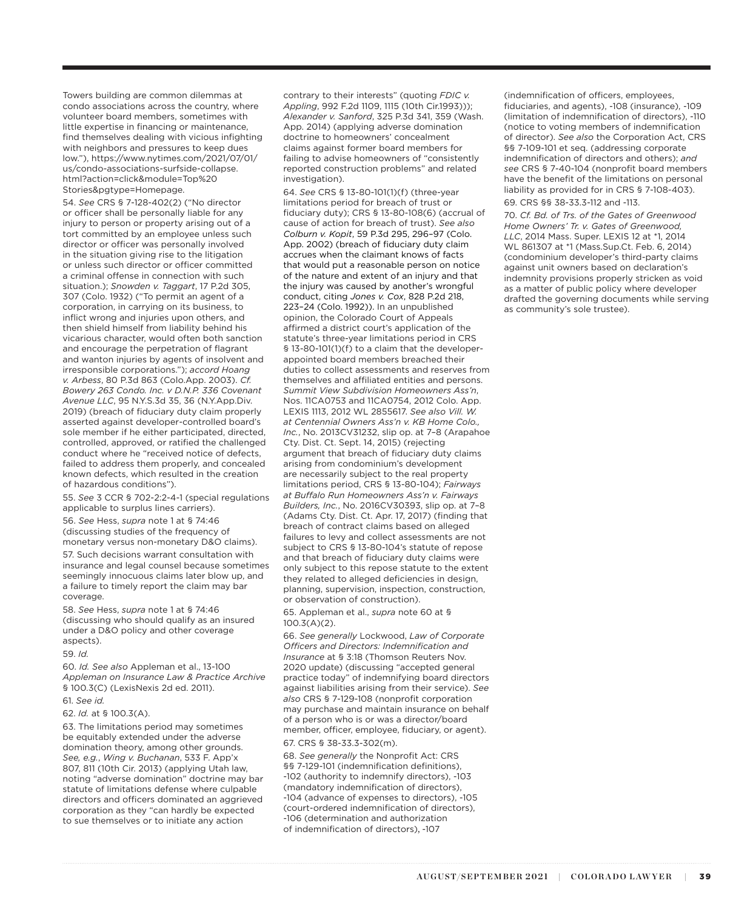Towers building are common dilemmas at condo associations across the country, where volunteer board members, sometimes with little expertise in financing or maintenance, find themselves dealing with vicious infighting with neighbors and pressures to keep dues low."), https://www.nytimes.com/2021/07/01/us/condo-associations-surfside-collapse.html?action=click&module=Top%20Stories&pgtype=Homepage.

54. *See* CRS § 7-128-402(2) ("No director or officer shall be personally liable for any injury to person or property arising out of a tort committed by an employee unless such director or officer was personally involved in the situation giving rise to the litigation or unless such director or officer committed a criminal offense in connection with such situation.); *Snowden v. Taggart*, 17 P.2d 305, 307 (Colo. 1932) ("To permit an agent of a corporation, in carrying on its business, to inflict wrong and injuries upon others, and then shield himself from liability behind his vicarious character, would often both sanction and encourage the perpetration of flagrant and wanton injuries by agents of insolvent and irresponsible corporations."); *accord Hoang v. Arbess*, 80 P.3d 863 (Colo.App. 2003). *Cf. Bowery 263 Condo. Inc. v D.N.P. 336 Covenant Avenue LLC*, 95 N.Y.S.3d 35, 36 (N.Y.App.Div. 2019) (breach of fiduciary duty claim properly asserted against developer-controlled board's sole member if he either participated, directed, controlled, approved, or ratified the challenged conduct where he "received notice of defects, failed to address them properly, and concealed known defects, which resulted in the creation of hazardous conditions").

55. *See* 3 CCR § 702-2:2-4-1 (special regulations applicable to surplus lines carriers).

56. *See* Hess, *supra* note 1 at § 74:46 (discussing studies of the frequency of monetary versus non-monetary D&O claims).

57. Such decisions warrant consultation with insurance and legal counsel because sometimes seemingly innocuous claims later blow up, and a failure to timely report the claim may bar coverage.

58. *See* Hess, *supra* note 1 at § 74:46 (discussing who should qualify as an insured under a D&O policy and other coverage aspects).

59. *Id.*

60. *Id. See also* Appleman et al., 13-100 *Appleman on Insurance Law & Practice Archive* § 100.3(C) (LexisNexis 2d ed. 2011).

61. *See id.*

62. *Id.* at § 100.3(A).

63. The limitations period may sometimes be equitably extended under the adverse domination theory, among other grounds. *See, e.g.*, *Wing v. Buchanan*, 533 F. App'x 807, 811 (10th Cir. 2013) (applying Utah law, noting "adverse domination" doctrine may bar statute of limitations defense where culpable directors and officers dominated an aggrieved corporation as they "can hardly be expected to sue themselves or to initiate any action contrary to their interests" (quoting *FDIC v. Appling*, 992 F.2d 1109, 1115 (10th Cir.1993))); *Alexander v. Sanford*, 325 P.3d 341, 359 (Wash. App. 2014) (applying adverse domination doctrine to homeowners' concealment claims against former board members for failing to advise homeowners of "consistently reported construction problems" and related investigation).

64. *See* CRS § 13-80-101(1)(f) (three-year limitations period for breach of trust or fiduciary duty); CRS § 13-80-108(6) (accrual of cause of action for breach of trust). *See also Colburn v. Kopit*, 59 P.3d 295, 296–97 (Colo. App. 2002) (breach of fiduciary duty claim accrues when the claimant knows of facts that would put a reasonable person on notice of the nature and extent of an injury and that the injury was caused by another's wrongful conduct, citing *Jones v. Cox*, 828 P.2d 218, 223–24 (Colo. 1992)). In an unpublished opinion, the Colorado Court of Appeals affirmed a district court's application of the statute's three-year limitations period in CRS § 13-80-101(1)(f) to a claim that the developer-appointed board members breached their duties to collect assessments and reserves from themselves and affiliated entities and persons. *Summit View Subdivision Homeowners Ass'n*, Nos. 11CA0753 and 11CA0754, 2012 Colo. App. LEXIS 1113, 2012 WL 2855617. *See also Vill. W. at Centennial Owners Ass'n v. KB Home Colo., Inc.*, No. 2013CV31232, slip op. at 7–8 (Arapahoe Cty. Dist. Ct. Sept. 14, 2015) (rejecting argument that breach of fiduciary duty claims arising from condominium's development are necessarily subject to the real property limitations period, CRS § 13-80-104); *Fairways at Buffalo Run Homeowners Ass'n v. Fairways Builders, Inc.*, No. 2016CV30393, slip op. at 7–8 (Adams Cty. Dist. Ct. Apr. 17, 2017) (finding that breach of contract claims based on alleged failures to levy and collect assessments are not subject to CRS § 13-80-104's statute of repose and that breach of fiduciary duty claims were only subject to this repose statute to the extent they related to alleged deficiencies in design, planning, supervision, inspection, construction, or observation of construction).

65. Appleman et al., *supra* note 60 at § 100.3(A)(2).

66. *See generally* Lockwood, *Law of Corporate Officers and Directors: Indemnification and Insurance* at § 3:18 (Thomson Reuters Nov. 2020 update) (discussing "accepted general practice today" of indemnifying board directors against liabilities arising from their service). *See also* CRS § 7-129-108 (nonprofit corporation may purchase and maintain insurance on behalf of a person who is or was a director/board member, officer, employee, fiduciary, or agent).

67. CRS § 38-33.3-302(m).

68. *See generally* the Nonprofit Act: CRS §§ 7-129-101 (indemnification definitions), -102 (authority to indemnify directors), -103 (mandatory indemnification of directors), -104 (advance of expenses to directors), -105 (court-ordered indemnification of directors), -106 (determination and authorization of indemnification of directors), -107 (indemnification of officers, employees, fiduciaries, and agents), -108 (insurance), -109 (limitation of indemnification of directors), -110 (notice to voting members of indemnification of director). *See also* the Corporation Act, CRS §§ 7-109-101 et seq. (addressing corporate indemnification of directors and others); *and see* CRS § 7-40-104 (nonprofit board members have the benefit of the limitations on personal liability as provided for in CRS § 7-108-403).

69. CRS §§ 38-33.3-112 and -113.

70. *Cf. Bd. of Trs. of the Gates of Greenwood Home Owners' Tr. v. Gates of Greenwood, LLC*, 2014 Mass. Super. LEXIS 12 at *1, 2014 WL 861307 at *1 (Mass.Sup.Ct. Feb. 6, 2014) (condominium developer's third-party claims against unit owners based on declaration's indemnity provisions properly stricken as void as a matter of public policy where developer drafted the governing documents while serving as community's sole trustee).